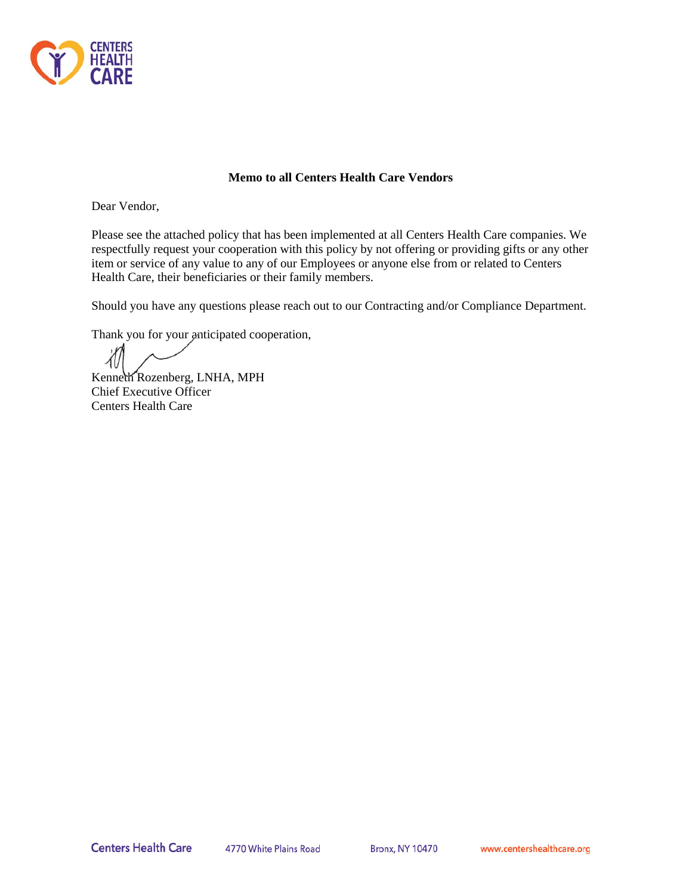**Memo to all Centers Health Care Vendors**

Dear Vendor,

Please see the attached policy that has been implemented at all Centers Health Care companies. We respectfully request your cooperation with this policy by not offering or providing gifts or any other item or service of any value to any of our Employees or anyone else from or related to Centers Health Care, their beneficiaries or their family members.

Should you have any questions please reach out to our Contracting and/or Compliance Department.

Thank you for your anticipated cooperation,

Kenneth Rozenberg, LNHA, MPH
Chief Executive Officer
Centers Health Care

Centers Health Care 4770 White Plains Road Bronx, NY 10470 www.centershealthcare.org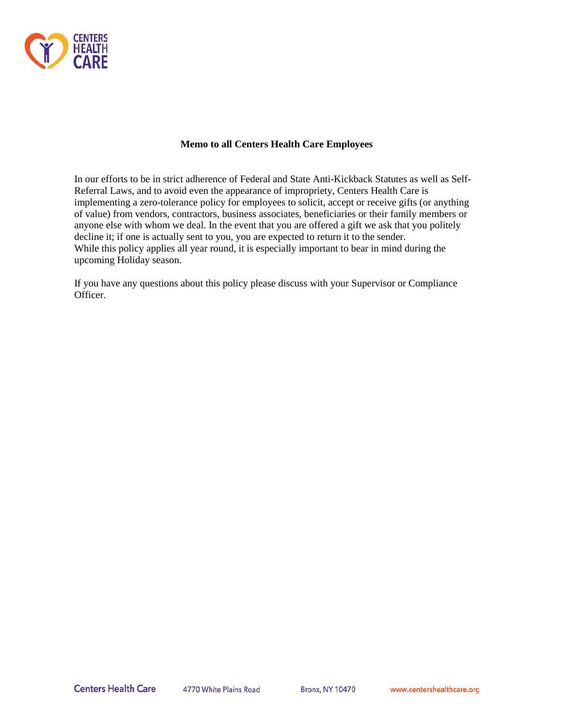**Memo to all Centers Health Care Employees**

In our efforts to be in strict adherence of Federal and State Anti-Kickback Statutes as well as Self-Referral Laws, and to avoid even the appearance of impropriety, Centers Health Care is implementing a zero-tolerance policy for employees to solicit, accept or receive gifts (or anything of value) from vendors, contractors, business associates, beneficiaries or their family members or anyone else with whom we deal. In the event that you are offered a gift we ask that you politely decline it; if one is actually sent to you, you are expected to return it to the sender. While this policy applies all year round, it is especially important to bear in mind during the upcoming Holiday season.

If you have any questions about this policy please discuss with your Supervisor or Compliance Officer.